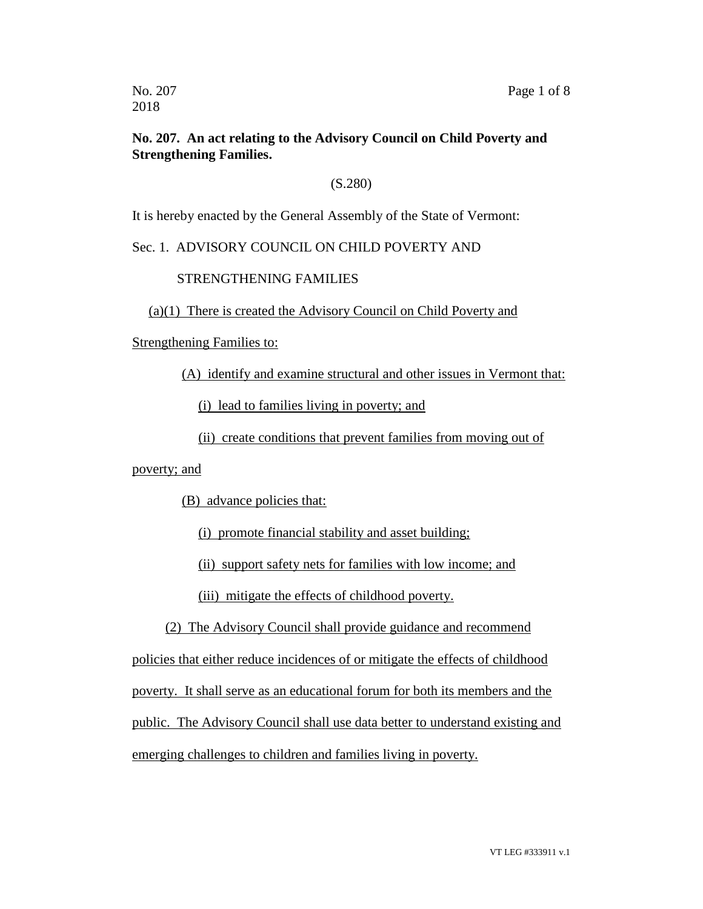No. 207
2018

**No. 207. An act relating to the Advisory Council on Child Poverty and Strengthening Families.**

(S.280)

It is hereby enacted by the General Assembly of the State of Vermont:

Sec. 1. ADVISORY COUNCIL ON CHILD POVERTY AND STRENGTHENING FAMILIES

(a)(1) There is created the Advisory Council on Child Poverty and Strengthening Families to:

(A) identify and examine structural and other issues in Vermont that:

(i) lead to families living in poverty; and

(ii) create conditions that prevent families from moving out of poverty; and

(B) advance policies that:

(i) promote financial stability and asset building;

(ii) support safety nets for families with low income; and

(iii) mitigate the effects of childhood poverty.

(2) The Advisory Council shall provide guidance and recommend policies that either reduce incidences of or mitigate the effects of childhood poverty. It shall serve as an educational forum for both its members and the public. The Advisory Council shall use data better to understand existing and emerging challenges to children and families living in poverty.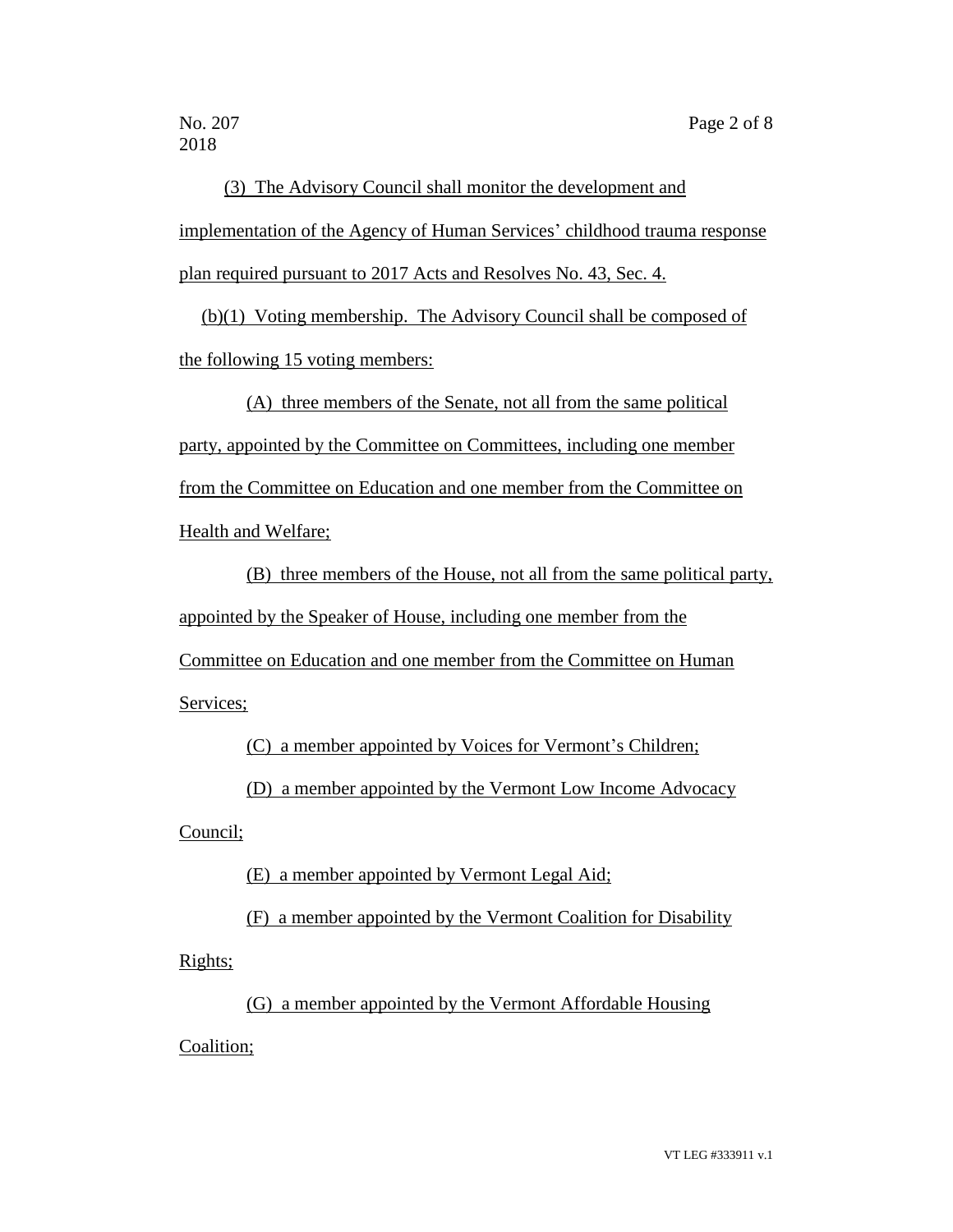(3) The Advisory Council shall monitor the development and implementation of the Agency of Human Services' childhood trauma response plan required pursuant to 2017 Acts and Resolves No. 43, Sec. 4.

(b)(1) Voting membership. The Advisory Council shall be composed of the following 15 voting members:

(A) three members of the Senate, not all from the same political party, appointed by the Committee on Committees, including one member from the Committee on Education and one member from the Committee on Health and Welfare;

(B) three members of the House, not all from the same political party, appointed by the Speaker of House, including one member from the Committee on Education and one member from the Committee on Human Services;

(C) a member appointed by Voices for Vermont's Children;

(D) a member appointed by the Vermont Low Income Advocacy Council;

(E) a member appointed by Vermont Legal Aid;

(F) a member appointed by the Vermont Coalition for Disability Rights;

(G) a member appointed by the Vermont Affordable Housing Coalition;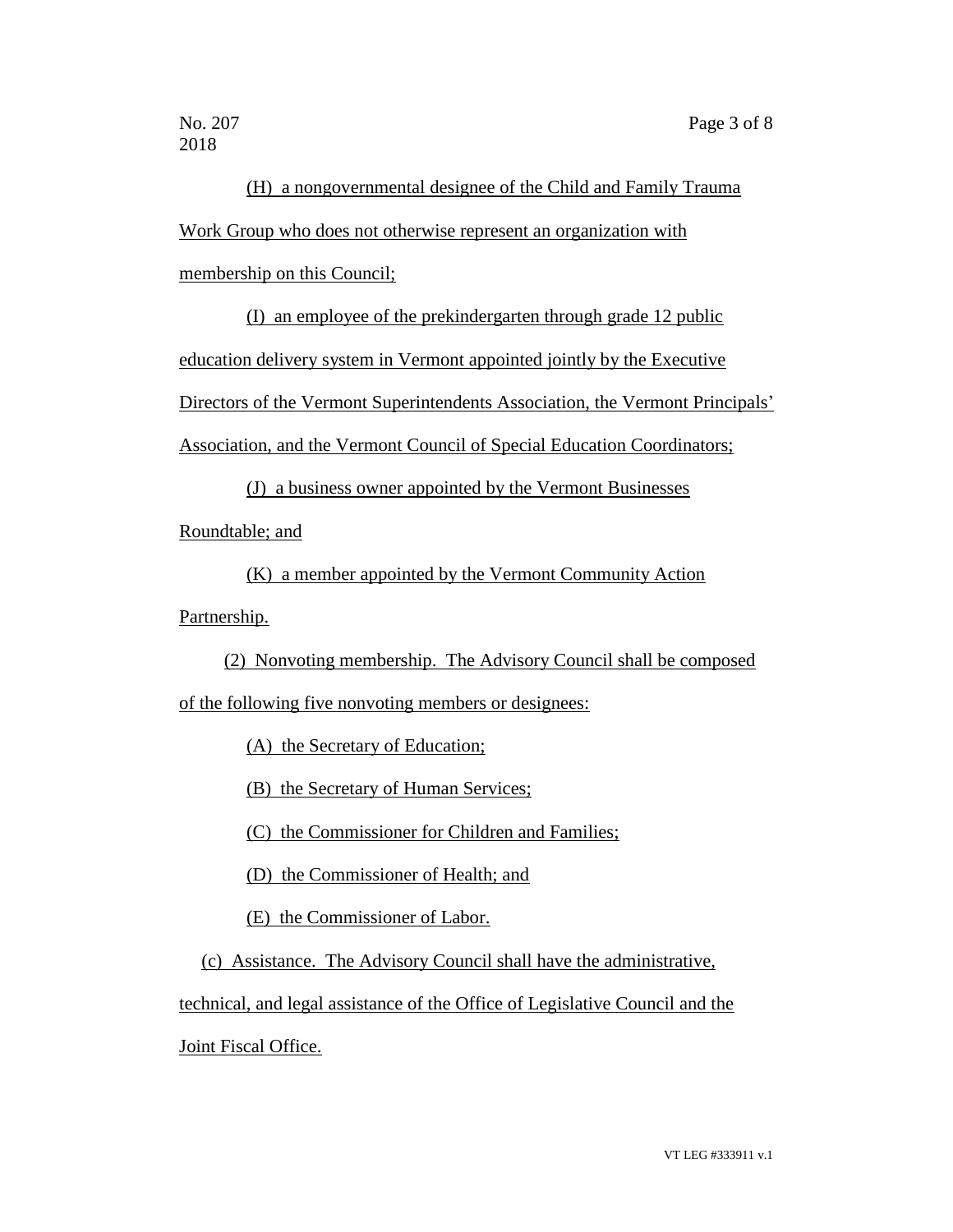(H) a nongovernmental designee of the Child and Family Trauma Work Group who does not otherwise represent an organization with membership on this Council;

(I) an employee of the prekindergarten through grade 12 public education delivery system in Vermont appointed jointly by the Executive Directors of the Vermont Superintendents Association, the Vermont Principals' Association, and the Vermont Council of Special Education Coordinators;

(J) a business owner appointed by the Vermont Businesses Roundtable; and

(K) a member appointed by the Vermont Community Action Partnership.

(2) Nonvoting membership. The Advisory Council shall be composed of the following five nonvoting members or designees:

(A) the Secretary of Education;

(B) the Secretary of Human Services;

(C) the Commissioner for Children and Families;

(D) the Commissioner of Health; and

(E) the Commissioner of Labor.

(c) Assistance. The Advisory Council shall have the administrative, technical, and legal assistance of the Office of Legislative Council and the Joint Fiscal Office.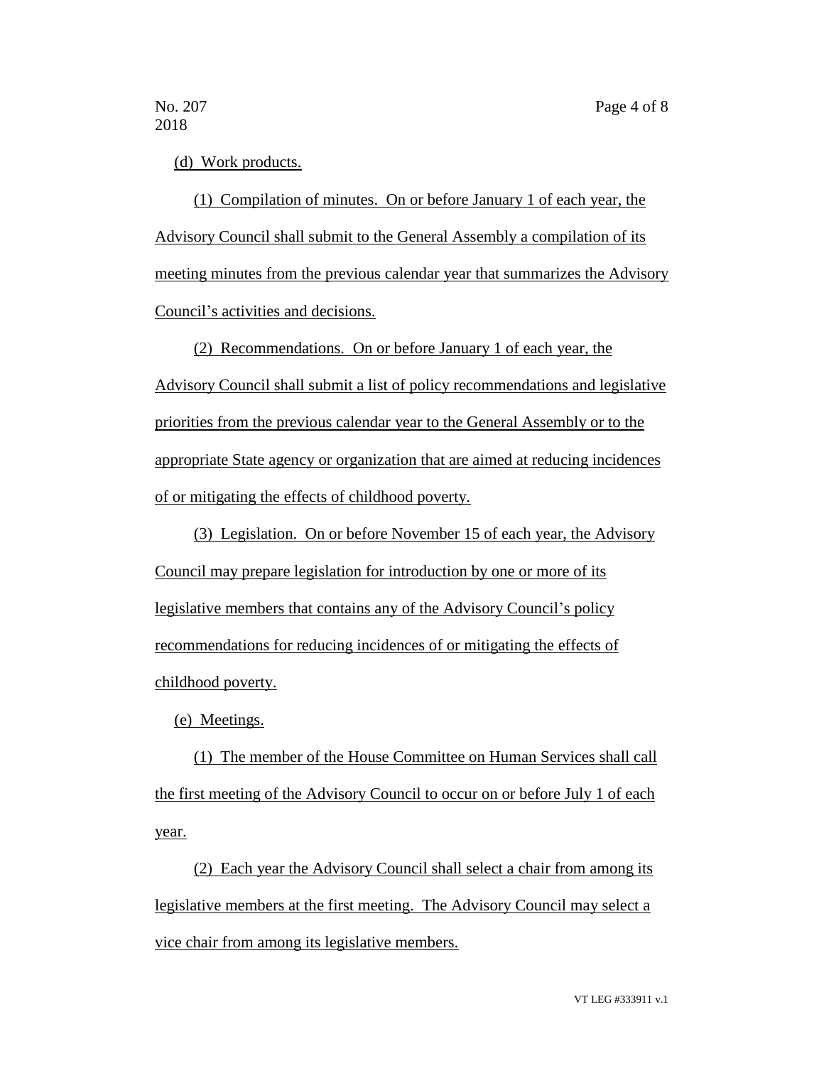(d) Work products.

(1) Compilation of minutes. On or before January 1 of each year, the Advisory Council shall submit to the General Assembly a compilation of its meeting minutes from the previous calendar year that summarizes the Advisory Council's activities and decisions.

(2) Recommendations. On or before January 1 of each year, the Advisory Council shall submit a list of policy recommendations and legislative priorities from the previous calendar year to the General Assembly or to the appropriate State agency or organization that are aimed at reducing incidences of or mitigating the effects of childhood poverty.

(3) Legislation. On or before November 15 of each year, the Advisory Council may prepare legislation for introduction by one or more of its legislative members that contains any of the Advisory Council's policy recommendations for reducing incidences of or mitigating the effects of childhood poverty.

(e) Meetings.

(1) The member of the House Committee on Human Services shall call the first meeting of the Advisory Council to occur on or before July 1 of each year.

(2) Each year the Advisory Council shall select a chair from among its legislative members at the first meeting. The Advisory Council may select a vice chair from among its legislative members.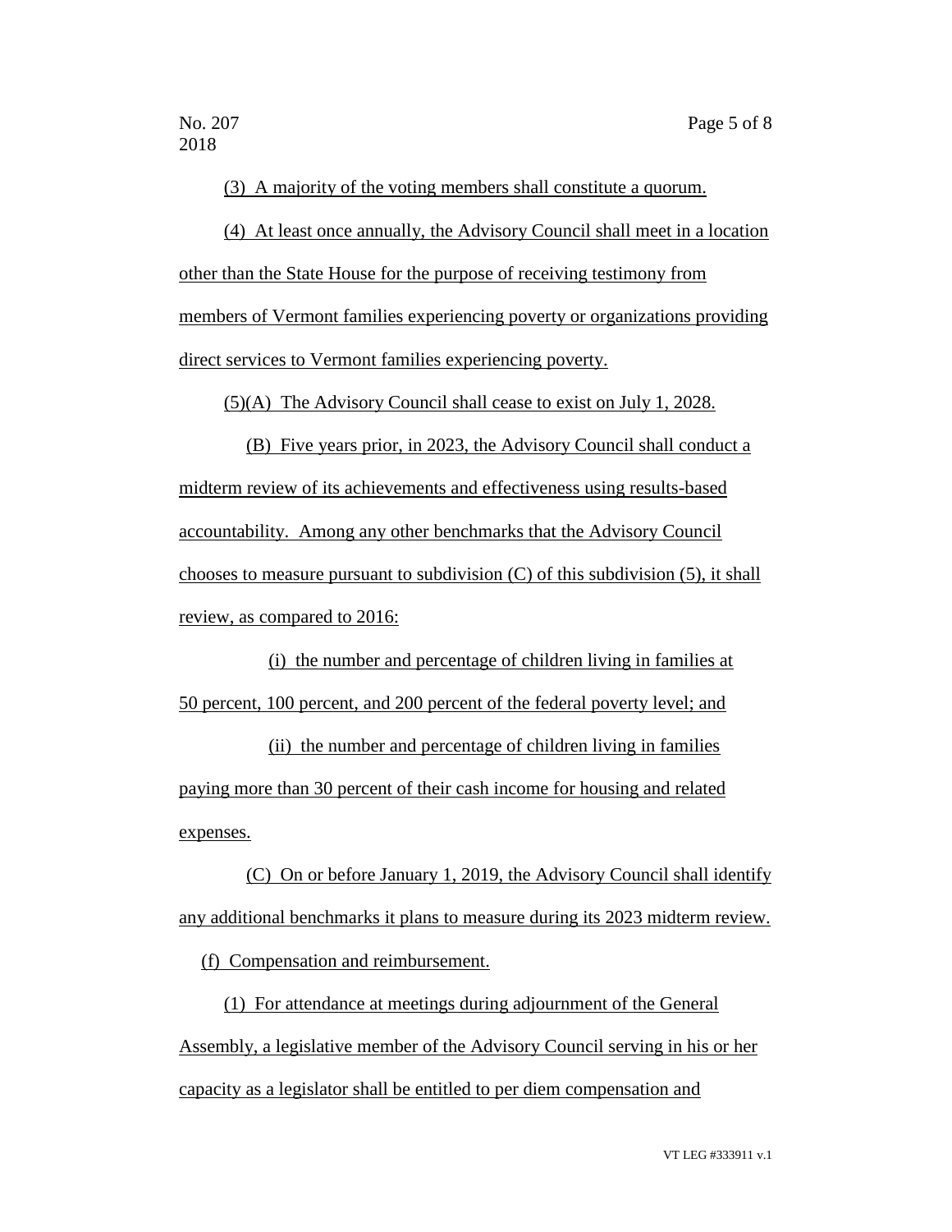(3) A majority of the voting members shall constitute a quorum.

(4) At least once annually, the Advisory Council shall meet in a location other than the State House for the purpose of receiving testimony from members of Vermont families experiencing poverty or organizations providing direct services to Vermont families experiencing poverty.

(5)(A) The Advisory Council shall cease to exist on July 1, 2028.

(B) Five years prior, in 2023, the Advisory Council shall conduct a midterm review of its achievements and effectiveness using results-based accountability. Among any other benchmarks that the Advisory Council chooses to measure pursuant to subdivision (C) of this subdivision (5), it shall review, as compared to 2016:

(i) the number and percentage of children living in families at 50 percent, 100 percent, and 200 percent of the federal poverty level; and

(ii) the number and percentage of children living in families paying more than 30 percent of their cash income for housing and related expenses.

(C) On or before January 1, 2019, the Advisory Council shall identify any additional benchmarks it plans to measure during its 2023 midterm review.

(f) Compensation and reimbursement.

(1) For attendance at meetings during adjournment of the General Assembly, a legislative member of the Advisory Council serving in his or her capacity as a legislator shall be entitled to per diem compensation and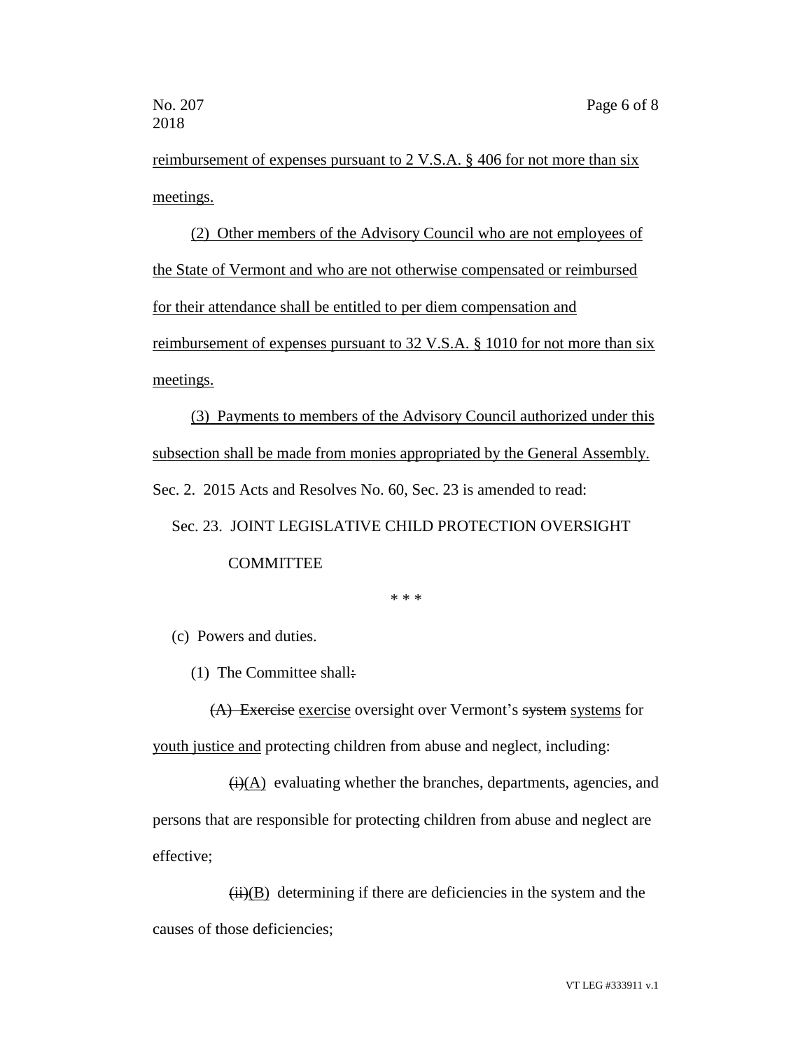reimbursement of expenses pursuant to 2 V.S.A. § 406 for not more than six meetings.

(2) Other members of the Advisory Council who are not employees of the State of Vermont and who are not otherwise compensated or reimbursed for their attendance shall be entitled to per diem compensation and reimbursement of expenses pursuant to 32 V.S.A. § 1010 for not more than six meetings.

(3) Payments to members of the Advisory Council authorized under this subsection shall be made from monies appropriated by the General Assembly.

Sec. 2. 2015 Acts and Resolves No. 60, Sec. 23 is amended to read:

Sec. 23. JOINT LEGISLATIVE CHILD PROTECTION OVERSIGHT COMMITTEE

\* \* \*

(c) Powers and duties.

(1) The Committee shall~~:~~

~~(A) Exercise~~ exercise oversight over Vermont's ~~system~~ systems for youth justice and protecting children from abuse and neglect, including:

~~(i)~~(A) evaluating whether the branches, departments, agencies, and persons that are responsible for protecting children from abuse and neglect are effective;

~~(ii)~~(B) determining if there are deficiencies in the system and the causes of those deficiencies;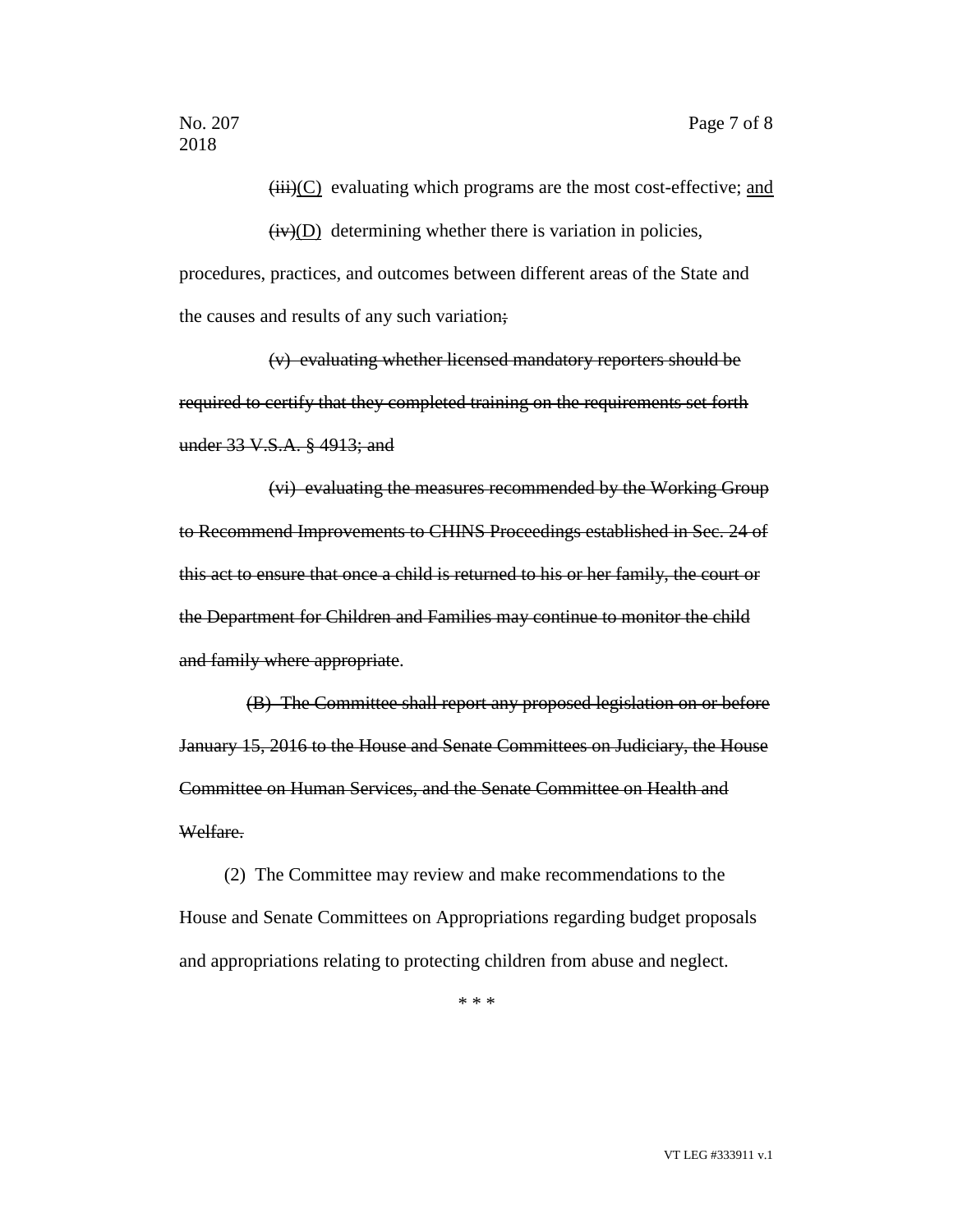~~(iii)~~<u>(C)</u> evaluating which programs are the most cost-effective; <u>and</u>

~~(iv)~~<u>(D)</u> determining whether there is variation in policies, procedures, practices, and outcomes between different areas of the State and the causes and results of any such variation~~;~~

~~(v) evaluating whether licensed mandatory reporters should be required to certify that they completed training on the requirements set forth under 33 V.S.A. § 4913; and~~

~~(vi) evaluating the measures recommended by the Working Group to Recommend Improvements to CHINS Proceedings established in Sec. 24 of this act to ensure that once a child is returned to his or her family, the court or the Department for Children and Families may continue to monitor the child and family where appropriate~~.

~~(B) The Committee shall report any proposed legislation on or before January 15, 2016 to the House and Senate Committees on Judiciary, the House Committee on Human Services, and the Senate Committee on Health and Welfare.~~

(2) The Committee may review and make recommendations to the House and Senate Committees on Appropriations regarding budget proposals and appropriations relating to protecting children from abuse and neglect.

\* \* \*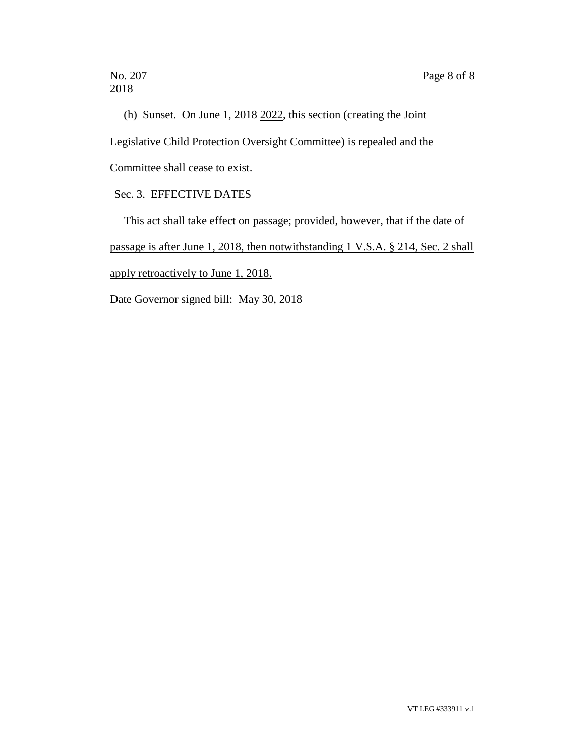(h) Sunset. On June 1, ~~2018~~ <u>2022</u>, this section (creating the Joint Legislative Child Protection Oversight Committee) is repealed and the Committee shall cease to exist.

Sec. 3. EFFECTIVE DATES

<u>This act shall take effect on passage; provided, however, that if the date of passage is after June 1, 2018, then notwithstanding 1 V.S.A. § 214, Sec. 2 shall apply retroactively to June 1, 2018.</u>

Date Governor signed bill: May 30, 2018